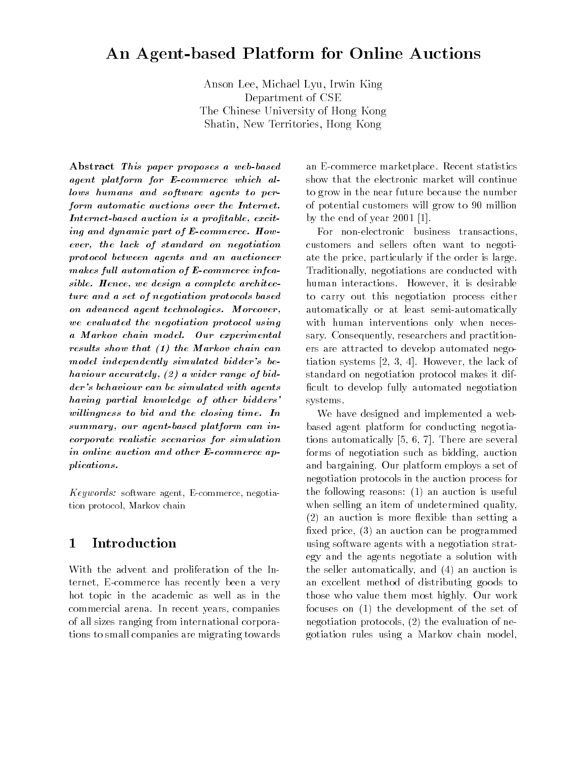# An Agent-based Platform for Online Auctions

Anson Lee, Michael Lyu, Irwin King
Department of CSE
The Chinese University of Hong Kong
Shatin, New Territories, Hong Kong

**Abstract** *This paper proposes a web-based agent platform for E-commerce which allows humans and software agents to perform automatic auctions over the Internet. Internet-based auction is a profitable, exciting and dynamic part of E-commerce. However, the lack of standard on negotiation protocol between agents and an auctioneer makes full automation of E-commerce infeasible. Hence, we design a complete architecture and a set of negotiation protocols based on advanced agent technologies. Moreover, we evaluated the negotiation protocol using a Markov chain model. Our experimental results show that (1) the Markov chain can model independently simulated bidder's behaviour accurately, (2) a wider range of bidder's behaviour can be simulated with agents having partial knowledge of other bidders' willingness to bid and the closing time. In summary, our agent-based platform can incorporate realistic scenarios for simulation in online auction and other E-commerce applications.*

*Keywords:* software agent, E-commerce, negotiation protocol, Markov chain

## 1 Introduction

With the advent and proliferation of the Internet, E-commerce has recently been a very hot topic in the academic as well as in the commercial arena. In recent years, companies of all sizes ranging from international corporations to small companies are migrating towards an E-commerce marketplace. Recent statistics show that the electronic market will continue to grow in the near future because the number of potential customers will grow to 90 million by the end of year 2001 [1].

For non-electronic business transactions, customers and sellers often want to negotiate the price, particularly if the order is large. Traditionally, negotiations are conducted with human interactions. However, it is desirable to carry out this negotiation process either automatically or at least semi-automatically with human interventions only when necessary. Consequently, researchers and practitioners are attracted to develop automated negotiation systems [2, 3, 4]. However, the lack of standard on negotiation protocol makes it difficult to develop fully automated negotiation systems.

We have designed and implemented a web-based agent platform for conducting negotiations automatically [5, 6, 7]. There are several forms of negotiation such as bidding, auction and bargaining. Our platform employs a set of negotiation protocols in the auction process for the following reasons: (1) an auction is useful when selling an item of undetermined quality, (2) an auction is more flexible than setting a fixed price, (3) an auction can be programmed using software agents with a negotiation strategy and the agents negotiate a solution with the seller automatically, and (4) an auction is an excellent method of distributing goods to those who value them most highly. Our work focuses on (1) the development of the set of negotiation protocols, (2) the evaluation of negotiation rules using a Markov chain model,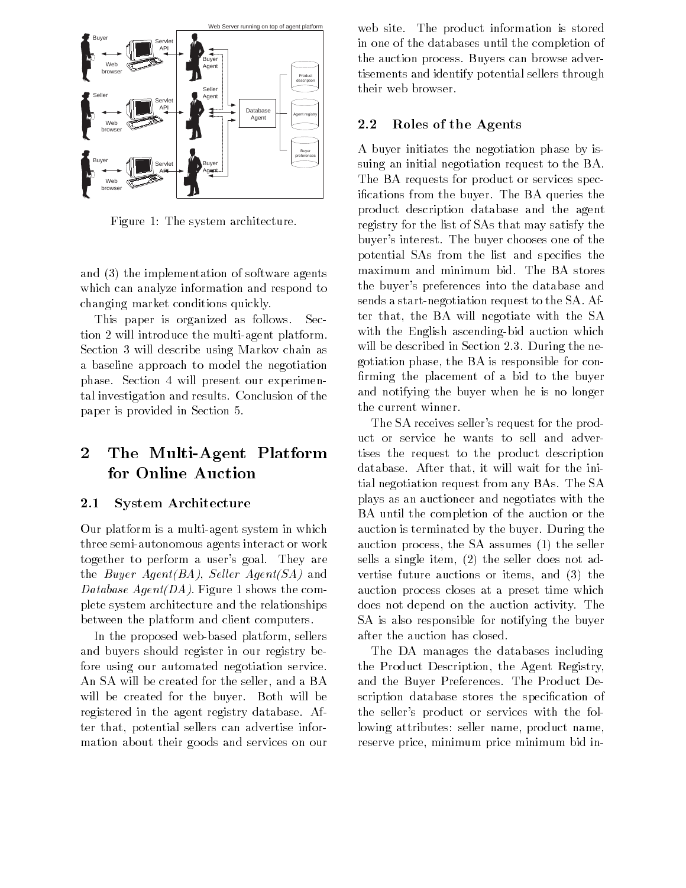Figure 1: The system architecture.

and (3) the implementation of software agents which can analyze information and respond to changing market conditions quickly.

This paper is organized as follows. Section 2 will introduce the multi-agent platform. Section 3 will describe using Markov chain as a baseline approach to model the negotiation phase. Section 4 will present our experimental investigation and results. Conclusion of the paper is provided in Section 5.

# 2 The Multi-Agent Platform for Online Auction

## 2.1 System Architecture

Our platform is a multi-agent system in which three semi-autonomous agents interact or work together to perform a user's goal. They are the *Buyer Agent(BA)*, *Seller Agent(SA)* and *Database Agent(DA)*. Figure 1 shows the complete system architecture and the relationships between the platform and client computers.

In the proposed web-based platform, sellers and buyers should register in our registry before using our automated negotiation service. An SA will be created for the seller, and a BA will be created for the buyer. Both will be registered in the agent registry database. After that, potential sellers can advertise information about their goods and services on our web site. The product information is stored in one of the databases until the completion of the auction process. Buyers can browse advertisements and identify potential sellers through their web browser.

## 2.2 Roles of the Agents

A buyer initiates the negotiation phase by issuing an initial negotiation request to the BA. The BA requests for product or services specifications from the buyer. The BA queries the product description database and the agent registry for the list of SAs that may satisfy the buyer's interest. The buyer chooses one of the potential SAs from the list and specifies the maximum and minimum bid. The BA stores the buyer's preferences into the database and sends a start-negotiation request to the SA. After that, the BA will negotiate with the SA with the English ascending-bid auction which will be described in Section 2.3. During the negotiation phase, the BA is responsible for confirming the placement of a bid to the buyer and notifying the buyer when he is no longer the current winner.

The SA receives seller's request for the product or service he wants to sell and advertises the request to the product description database. After that, it will wait for the initial negotiation request from any BAs. The SA plays as an auctioneer and negotiates with the BA until the completion of the auction or the auction is terminated by the buyer. During the auction process, the SA assumes (1) the seller sells a single item, (2) the seller does not advertise future auctions or items, and (3) the auction process closes at a preset time which does not depend on the auction activity. The SA is also responsible for notifying the buyer after the auction has closed.

The DA manages the databases including the Product Description, the Agent Registry, and the Buyer Preferences. The Product Description database stores the specification of the seller's product or services with the following attributes: seller name, product name, reserve price, minimum price minimum bid in-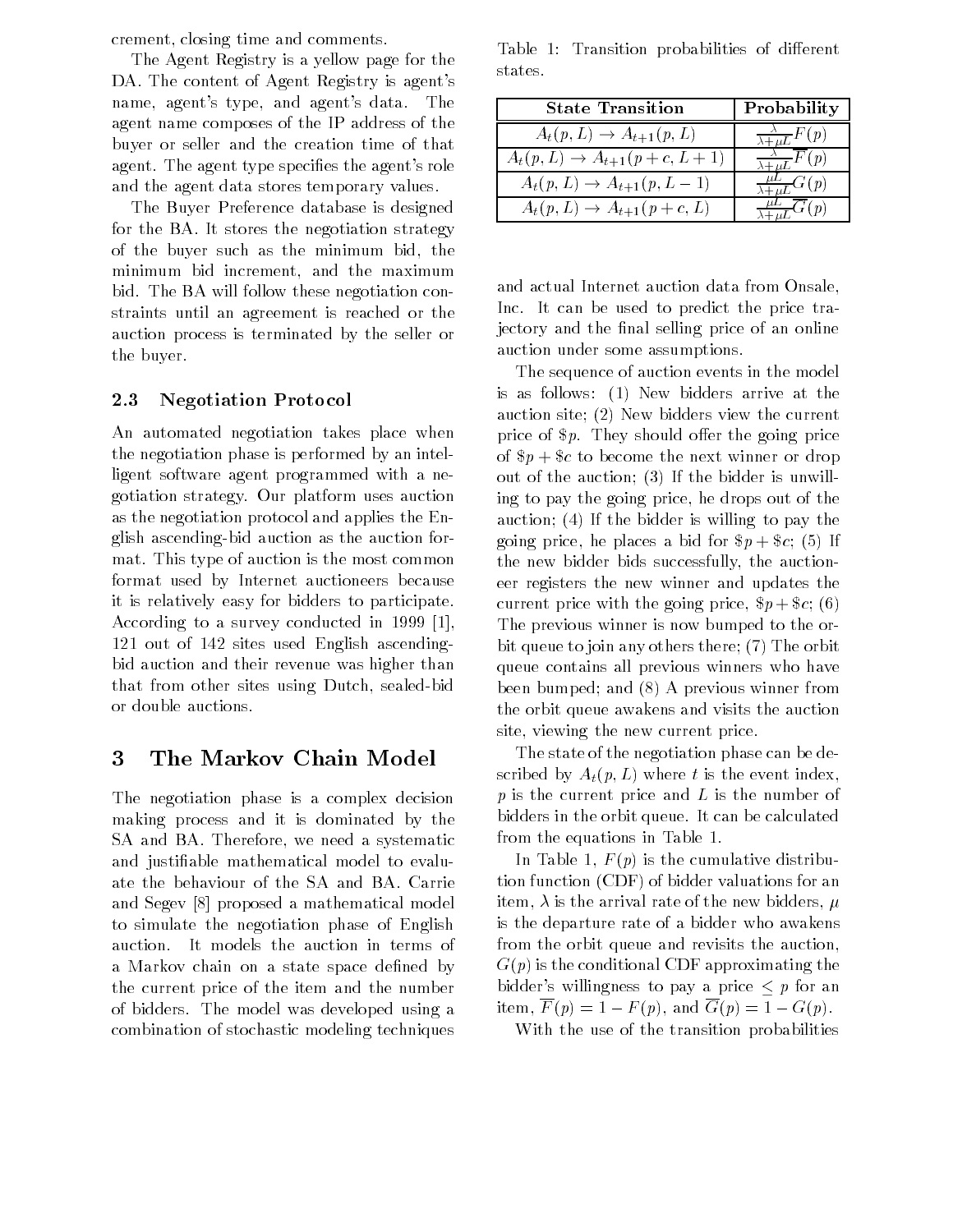crement, closing time and comments.

The Agent Registry is a yellow page for the DA. The content of Agent Registry is agent's name, agent's type, and agent's data. The agent name composes of the IP address of the buyer or seller and the creation time of that agent. The agent type specifies the agent's role and the agent data stores temporary values.

The Buyer Preference database is designed for the BA. It stores the negotiation strategy of the buyer such as the minimum bid, the minimum bid increment, and the maximum bid. The BA will follow these negotiation constraints until an agreement is reached or the auction process is terminated by the seller or the buyer.

### 2.3 Negotiation Protocol

An automated negotiation takes place when the negotiation phase is performed by an intelligent software agent programmed with a negotiation strategy. Our platform uses auction as the negotiation protocol and applies the English ascending-bid auction as the auction format. This type of auction is the most common format used by Internet auctioneers because it is relatively easy for bidders to participate. According to a survey conducted in 1999 [1], 121 out of 142 sites used English ascending-bid auction and their revenue was higher than that from other sites using Dutch, sealed-bid or double auctions.

## 3 The Markov Chain Model

The negotiation phase is a complex decision making process and it is dominated by the SA and BA. Therefore, we need a systematic and justifiable mathematical model to evaluate the behaviour of the SA and BA. Carrie and Segev [8] proposed a mathematical model to simulate the negotiation phase of English auction. It models the auction in terms of a Markov chain on a state space defined by the current price of the item and the number of bidders. The model was developed using a combination of stochastic modeling techniques and actual Internet auction data from Onsale, Inc. It can be used to predict the price trajectory and the final selling price of an online auction under some assumptions.

Table 1: Transition probabilities of different states.

| State Transition | Probability |
|---|---|
| $A_t(p, L) \rightarrow A_{t+1}(p, L)$ | $\frac{\lambda}{\lambda+\mu L} F(p)$ |
| $A_t(p, L) \rightarrow A_{t+1}(p+c, L+1)$ | $\frac{\lambda}{\lambda+\mu L} \overline{F}(p)$ |
| $A_t(p, L) \rightarrow A_{t+1}(p, L-1)$ | $\frac{\mu L}{\lambda+\mu L} G(p)$ |
| $A_t(p, L) \rightarrow A_{t+1}(p+c, L)$ | $\frac{\mu L}{\lambda+\mu L} \overline{G}(p)$ |

The sequence of auction events in the model is as follows: (1) New bidders arrive at the auction site; (2) New bidders view the current price of $\$p$. They should offer the going price of $\$p + \$c$ to become the next winner or drop out of the auction; (3) If the bidder is unwilling to pay the going price, he drops out of the auction; (4) If the bidder is willing to pay the going price, he places a bid for $\$p + \$c$; (5) If the new bidder bids successfully, the auctioneer registers the new winner and updates the current price with the going price, $\$p + \$c$; (6) The previous winner is now bumped to the orbit queue to join any others there; (7) The orbit queue contains all previous winners who have been bumped; and (8) A previous winner from the orbit queue awakens and visits the auction site, viewing the new current price.

The state of the negotiation phase can be described by $A_t(p, L)$ where $t$ is the event index, $p$ is the current price and $L$ is the number of bidders in the orbit queue. It can be calculated from the equations in Table 1.

In Table 1, $F(p)$ is the cumulative distribution function (CDF) of bidder valuations for an item, $\lambda$ is the arrival rate of the new bidders, $\mu$ is the departure rate of a bidder who awakens from the orbit queue and revisits the auction, $G(p)$ is the conditional CDF approximating the bidder's willingness to pay a price $\leq p$ for an item, $\overline{F}(p) = 1 - F(p)$, and $\overline{G}(p) = 1 - G(p)$.

With the use of the transition probabilities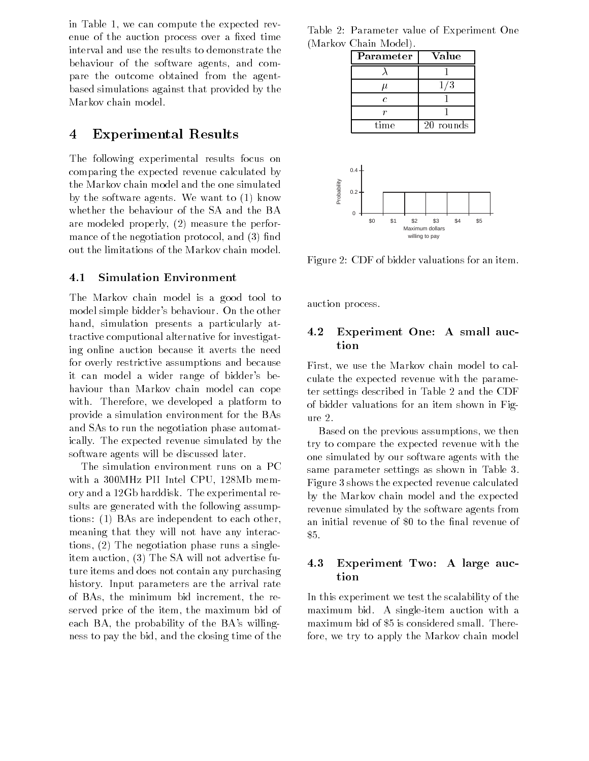in Table 1, we can compute the expected revenue of the auction process over a fixed time interval and use the results to demonstrate the behaviour of the software agents, and compare the outcome obtained from the agent-based simulations against that provided by the Markov chain model.

# 4 Experimental Results

The following experimental results focus on comparing the expected revenue calculated by the Markov chain model and the one simulated by the software agents. We want to (1) know whether the behaviour of the SA and the BA are modeled properly, (2) measure the performance of the negotiation protocol, and (3) find out the limitations of the Markov chain model.

## 4.1 Simulation Environment

The Markov chain model is a good tool to model simple bidder's behaviour. On the other hand, simulation presents a particularly attractive computional alternative for investigating online auction because it averts the need for overly restrictive assumptions and because it can model a wider range of bidder's behaviour than Markov chain model can cope with. Therefore, we developed a platform to provide a simulation environment for the BAs and SAs to run the negotiation phase automatically. The expected revenue simulated by the software agents will be discussed later.

The simulation environment runs on a PC with a 300MHz PII Intel CPU, 128Mb memory and a 12Gb harddisk. The experimental results are generated with the following assumptions: (1) BAs are independent to each other, meaning that they will not have any interactions, (2) The negotiation phase runs a single-item auction, (3) The SA will not advertise future items and does not contain any purchasing history. Input parameters are the arrival rate of BAs, the minimum bid increment, the reserved price of the item, the maximum bid of each BA, the probability of the BA's willingness to pay the bid, and the closing time of the auction process.

Table 2: Parameter value of Experiment One (Markov Chain Model).

| Parameter | Value |
|---|---|
| $\lambda$ | 1 |
| $\mu$ | 1/3 |
| $c$ | 1 |
| $r$ | 1 |
| time | 20 rounds |

Figure 2: CDF of bidder valuations for an item.

## 4.2 Experiment One: A small auction

First, we use the Markov chain model to calculate the expected revenue with the parameter settings described in Table 2 and the CDF of bidder valuations for an item shown in Figure 2.

Based on the previous assumptions, we then try to compare the expected revenue with the one simulated by our software agents with the same parameter settings as shown in Table 3. Figure 3 shows the expected revenue calculated by the Markov chain model and the expected revenue simulated by the software agents from an initial revenue of $0 to the final revenue of $5.

## 4.3 Experiment Two: A large auction

In this experiment we test the scalability of the maximum bid. A single-item auction with a maximum bid of $5 is considered small. Therefore, we try to apply the Markov chain model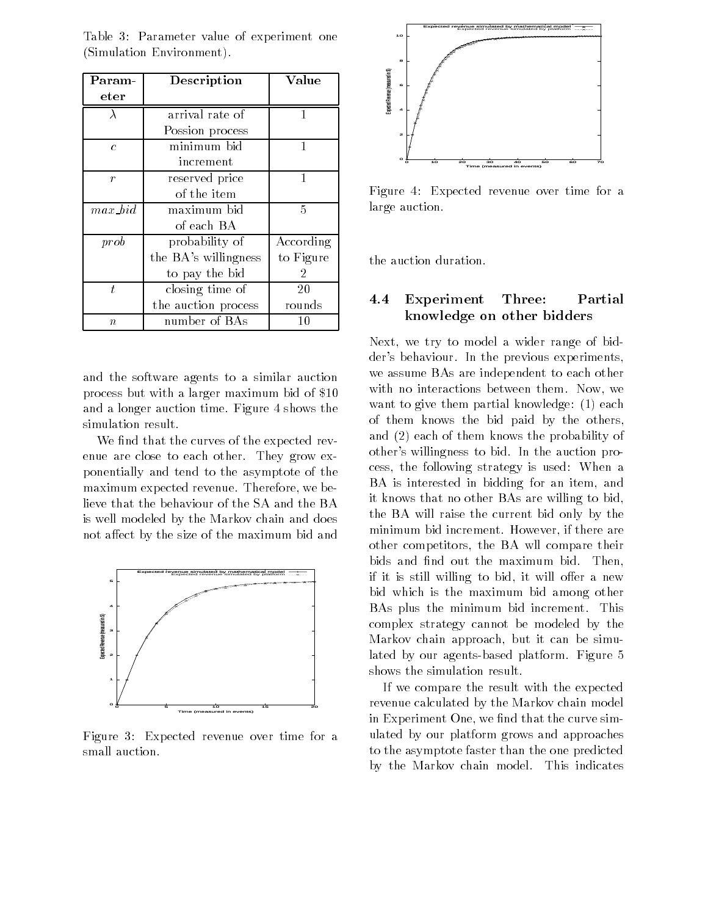Table 3: Parameter value of experiment one (Simulation Environment).

| Parameter | Description | Value |
|---|---|---|
| $\lambda$ | arrival rate of Possion process | 1 |
| $c$ | minimum bid increment | 1 |
| $r$ | reserved price of the item | 1 |
| $max\_bid$ | maximum bid of each BA | 5 |
| $prob$ | probability of the BA's willingness to pay the bid | According to Figure 2 |
| $t$ | closing time of the auction process | 20 rounds |
| $n$ | number of BAs | 10 |

and the software agents to a similar auction process but with a larger maximum bid of $10 and a longer auction time. Figure 4 shows the simulation result.

We find that the curves of the expected revenue are close to each other. They grow exponentially and tend to the asymptote of the maximum expected revenue. Therefore, we believe that the behaviour of the SA and the BA is well modeled by the Markov chain and does not affect by the size of the maximum bid and the auction duration.

Figure 3: Expected revenue over time for a small auction.

Figure 4: Expected revenue over time for a large auction.

## 4.4 Experiment Three: Partial knowledge on other bidders

Next, we try to model a wider range of bidder's behaviour. In the previous experiments, we assume BAs are independent to each other with no interactions between them. Now, we want to give them partial knowledge: (1) each of them knows the bid paid by the others, and (2) each of them knows the probability of other's willingness to bid. In the auction process, the following strategy is used: When a BA is interested in bidding for an item, and it knows that no other BAs are willing to bid, the BA will raise the current bid only by the minimum bid increment. However, if there are other competitors, the BA wll compare their bids and find out the maximum bid. Then, if it is still willing to bid, it will offer a new bid which is the maximum bid among other BAs plus the minimum bid increment. This complex strategy cannot be modeled by the Markov chain approach, but it can be simulated by our agents-based platform. Figure 5 shows the simulation result.

If we compare the result with the expected revenue calculated by the Markov chain model in Experiment One, we find that the curve simulated by our platform grows and approaches to the asymptote faster than the one predicted by the Markov chain model. This indicates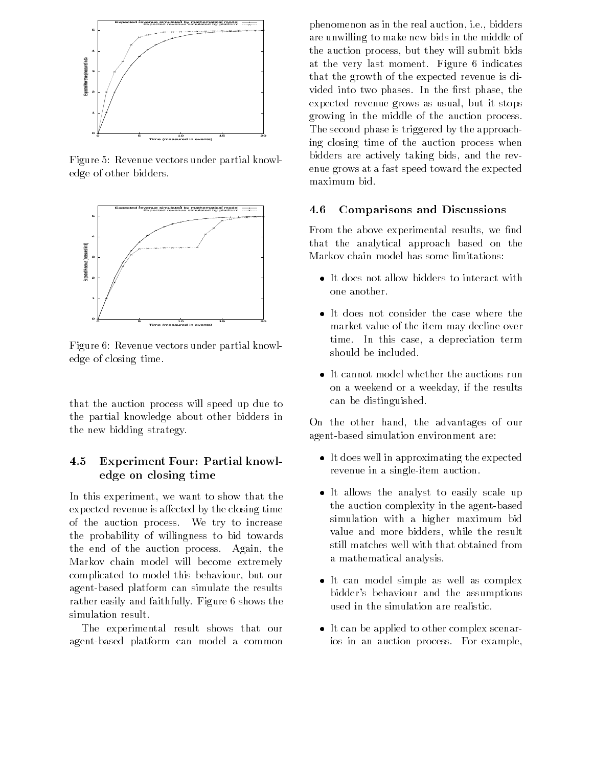Figure 5: Revenue vectors under partial knowledge of other bidders.

Figure 6: Revenue vectors under partial knowledge of closing time.

that the auction process will speed up due to the partial knowledge about other bidders in the new bidding strategy.

### 4.5 Experiment Four: Partial knowledge on closing time

In this experiment, we want to show that the expected revenue is affected by the closing time of the auction process. We try to increase the probability of willingness to bid towards the end of the auction process. Again, the Markov chain model will become extremely complicated to model this behaviour, but our agent-based platform can simulate the results rather easily and faithfully. Figure 6 shows the simulation result.

The experimental result shows that our agent-based platform can model a common phenomenon as in the real auction, i.e., bidders are unwilling to make new bids in the middle of the auction process, but they will submit bids at the very last moment. Figure 6 indicates that the growth of the expected revenue is divided into two phases. In the first phase, the expected revenue grows as usual, but it stops growing in the middle of the auction process. The second phase is triggered by the approaching closing time of the auction process when bidders are actively taking bids, and the revenue grows at a fast speed toward the expected maximum bid.

### 4.6 Comparisons and Discussions

From the above experimental results, we find that the analytical approach based on the Markov chain model has some limitations:

- It does not allow bidders to interact with one another.
- It does not consider the case where the market value of the item may decline over time. In this case, a depreciation term should be included.
- It cannot model whether the auctions run on a weekend or a weekday, if the results can be distinguished.

On the other hand, the advantages of our agent-based simulation environment are:

- It does well in approximating the expected revenue in a single-item auction.
- It allows the analyst to easily scale up the auction complexity in the agent-based simulation with a higher maximum bid value and more bidders, while the result still matches well with that obtained from a mathematical analysis.
- It can model simple as well as complex bidder's behaviour and the assumptions used in the simulation are realistic.
- It can be applied to other complex scenarios in an auction process. For example,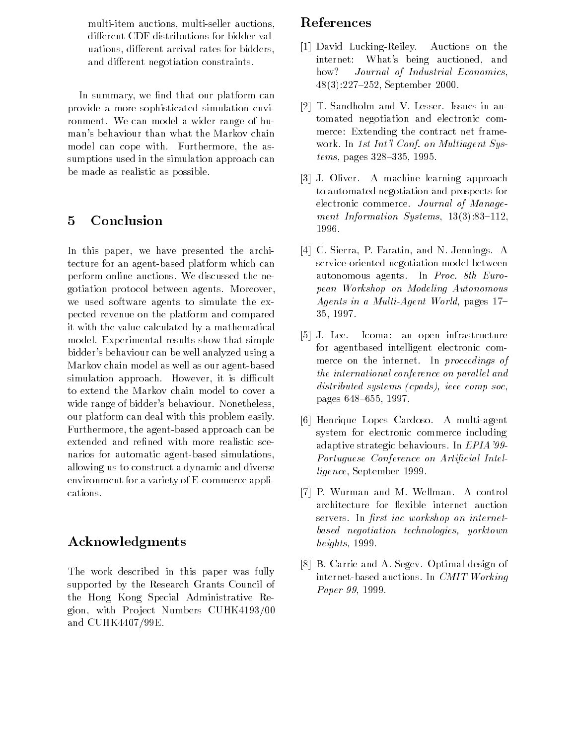multi-item auctions, multi-seller auctions, different CDF distributions for bidder valuations, different arrival rates for bidders, and different negotiation constraints.

In summary, we find that our platform can provide a more sophisticated simulation environment. We can model a wider range of human's behaviour than what the Markov chain model can cope with. Furthermore, the assumptions used in the simulation approach can be made as realistic as possible.

## 5 Conclusion

In this paper, we have presented the architecture for an agent-based platform which can perform online auctions. We discussed the negotiation protocol between agents. Moreover, we used software agents to simulate the expected revenue on the platform and compared it with the value calculated by a mathematical model. Experimental results show that simple bidder's behaviour can be well analyzed using a Markov chain model as well as our agent-based simulation approach. However, it is difficult to extend the Markov chain model to cover a wide range of bidder's behaviour. Nonetheless, our platform can deal with this problem easily. Furthermore, the agent-based approach can be extended and refined with more realistic scenarios for automatic agent-based simulations, allowing us to construct a dynamic and diverse environment for a variety of E-commerce applications.

## Acknowledgments

The work described in this paper was fully supported by the Research Grants Council of the Hong Kong Special Administrative Region, with Project Numbers CUHK4193/00 and CUHK4407/99E.

## References

[1] David Lucking-Reiley. Auctions on the internet: What's being auctioned, and how? *Journal of Industrial Economics*, 48(3):227–252, September 2000.

[2] T. Sandholm and V. Lesser. Issues in automated negotiation and electronic commerce: Extending the contract net framework. In *1st Int'l Conf. on Multiagent Systems*, pages 328–335, 1995.

[3] J. Oliver. A machine learning approach to automated negotiation and prospects for electronic commerce. *Journal of Management Information Systems*, 13(3):83–112, 1996.

[4] C. Sierra, P. Faratin, and N. Jennings. A service-oriented negotiation model between autonomous agents. In *Proc. 8th European Workshop on Modeling Autonomous Agents in a Multi-Agent World*, pages 17–35, 1997.

[5] J. Lee. Icoma: an open infrastructure for agentbased intelligent electronic commerce on the internet. In *proceedings of the international conference on parallel and distributed systems (cpads), ieee comp soc*, pages 648–655, 1997.

[6] Henrique Lopes Cardoso. A multi-agent system for electronic commerce including adaptive strategic behaviours. In *EPIA '99-Portuguese Conference on Artificial Intelligence*, September 1999.

[7] P. Wurman and M. Wellman. A control architecture for flexible internet auction servers. In *first iac workshop on internet-based negotiation technologies, yorktown heights*, 1999.

[8] B. Carrie and A. Segev. Optimal design of internet-based auctions. In *CMIT Working Paper 99*, 1999.